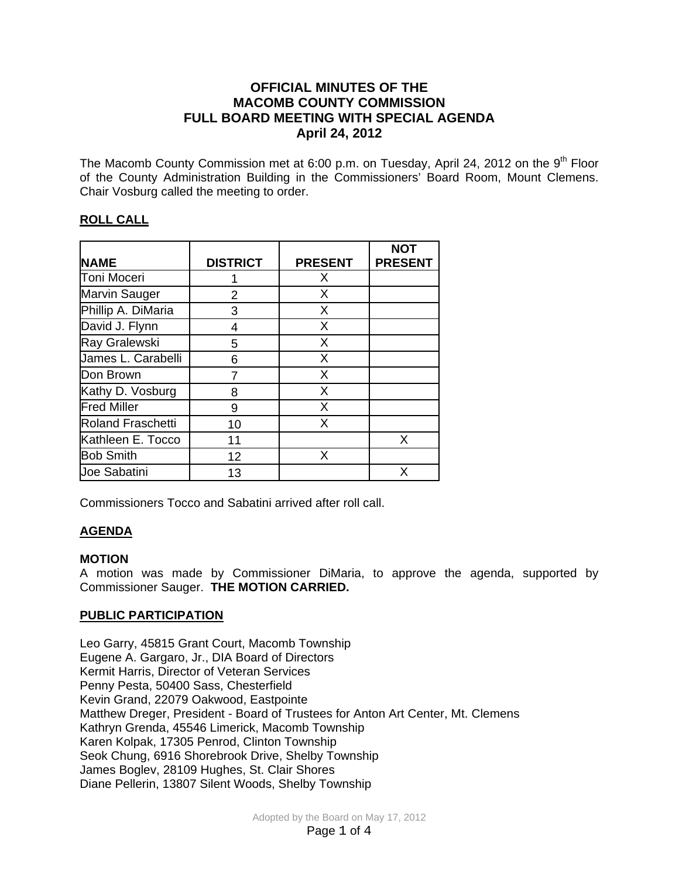# OFFICIAL MINUTES OF THE MACOMB COUNTY COMMISSION FULL BOARD MEETING WITH SPECIAL AGENDA April 24, 2012

The Macomb County Commission met at 6:00 p.m. on Tuesday, April 24, 2012 on the 9th Floor of the County Administration Building in the Commissioners' Board Room, Mount Clemens. Chair Vosburg called the meeting to order.

## ROLL CALL

| NAME | DISTRICT | PRESENT | NOT PRESENT |
|---|---|---|---|
| Toni Moceri | 1 | X | |
| Marvin Sauger | 2 | X | |
| Phillip A. DiMaria | 3 | X | |
| David J. Flynn | 4 | X | |
| Ray Gralewski | 5 | X | |
| James L. Carabelli | 6 | X | |
| Don Brown | 7 | X | |
| Kathy D. Vosburg | 8 | X | |
| Fred Miller | 9 | X | |
| Roland Fraschetti | 10 | X | |
| Kathleen E. Tocco | 11 | | X |
| Bob Smith | 12 | X | |
| Joe Sabatini | 13 | | X |

Commissioners Tocco and Sabatini arrived after roll call.

## AGENDA

**MOTION**

A motion was made by Commissioner DiMaria, to approve the agenda, supported by Commissioner Sauger. **THE MOTION CARRIED.**

## PUBLIC PARTICIPATION

Leo Garry, 45815 Grant Court, Macomb Township
Eugene A. Gargaro, Jr., DIA Board of Directors
Kermit Harris, Director of Veteran Services
Penny Pesta, 50400 Sass, Chesterfield
Kevin Grand, 22079 Oakwood, Eastpointe
Matthew Dreger, President - Board of Trustees for Anton Art Center, Mt. Clemens
Kathryn Grenda, 45546 Limerick, Macomb Township
Karen Kolpak, 17305 Penrod, Clinton Township
Seok Chung, 6916 Shorebrook Drive, Shelby Township
James Boglev, 28109 Hughes, St. Clair Shores
Diane Pellerin, 13807 Silent Woods, Shelby Township

Adopted by the Board on May 17, 2012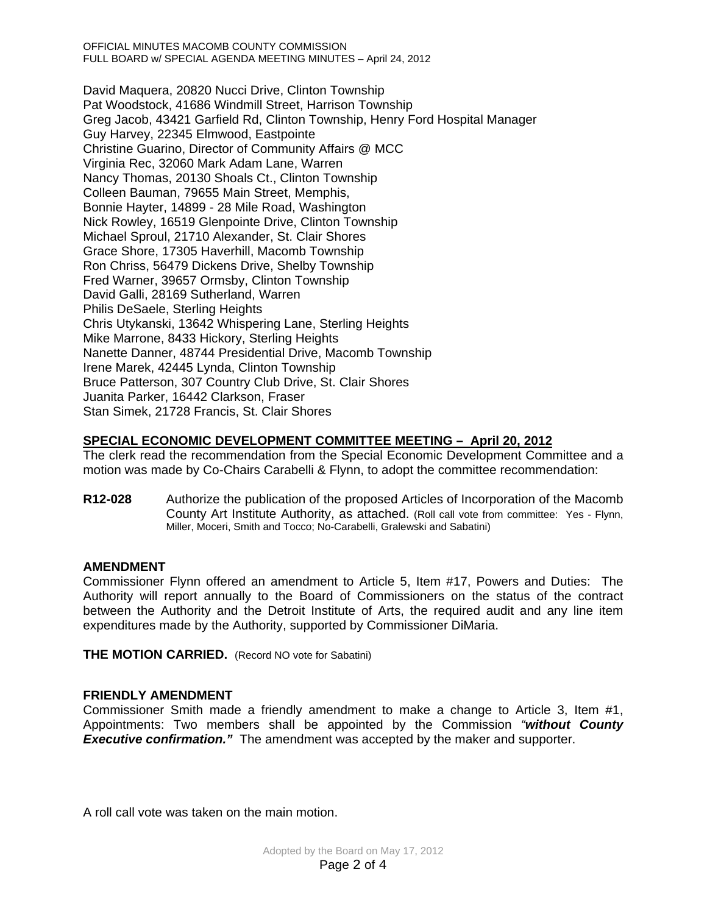David Maquera, 20820 Nucci Drive, Clinton Township
Pat Woodstock, 41686 Windmill Street, Harrison Township
Greg Jacob, 43421 Garfield Rd, Clinton Township, Henry Ford Hospital Manager
Guy Harvey, 22345 Elmwood, Eastpointe
Christine Guarino, Director of Community Affairs @ MCC
Virginia Rec, 32060 Mark Adam Lane, Warren
Nancy Thomas, 20130 Shoals Ct., Clinton Township
Colleen Bauman, 79655 Main Street, Memphis,
Bonnie Hayter, 14899 - 28 Mile Road, Washington
Nick Rowley, 16519 Glenpointe Drive, Clinton Township
Michael Sproul, 21710 Alexander, St. Clair Shores
Grace Shore, 17305 Haverhill, Macomb Township
Ron Chriss, 56479 Dickens Drive, Shelby Township
Fred Warner, 39657 Ormsby, Clinton Township
David Galli, 28169 Sutherland, Warren
Philis DeSaele, Sterling Heights
Chris Utykanski, 13642 Whispering Lane, Sterling Heights
Mike Marrone, 8433 Hickory, Sterling Heights
Nanette Danner, 48744 Presidential Drive, Macomb Township
Irene Marek, 42445 Lynda, Clinton Township
Bruce Patterson, 307 Country Club Drive, St. Clair Shores
Juanita Parker, 16442 Clarkson, Fraser
Stan Simek, 21728 Francis, St. Clair Shores

## SPECIAL ECONOMIC DEVELOPMENT COMMITTEE MEETING – April 20, 2012

The clerk read the recommendation from the Special Economic Development Committee and a motion was made by Co-Chairs Carabelli & Flynn, to adopt the committee recommendation:

**R12-028** Authorize the publication of the proposed Articles of Incorporation of the Macomb County Art Institute Authority, as attached. (Roll call vote from committee: Yes - Flynn, Miller, Moceri, Smith and Tocco; No-Carabelli, Gralewski and Sabatini)

### AMENDMENT

Commissioner Flynn offered an amendment to Article 5, Item #17, Powers and Duties: The Authority will report annually to the Board of Commissioners on the status of the contract between the Authority and the Detroit Institute of Arts, the required audit and any line item expenditures made by the Authority, supported by Commissioner DiMaria.

**THE MOTION CARRIED.** (Record NO vote for Sabatini)

### FRIENDLY AMENDMENT

Commissioner Smith made a friendly amendment to make a change to Article 3, Item #1, Appointments: Two members shall be appointed by the Commission *"**without County Executive confirmation.**"* The amendment was accepted by the maker and supporter.

A roll call vote was taken on the main motion.

Adopted by the Board on May 17, 2012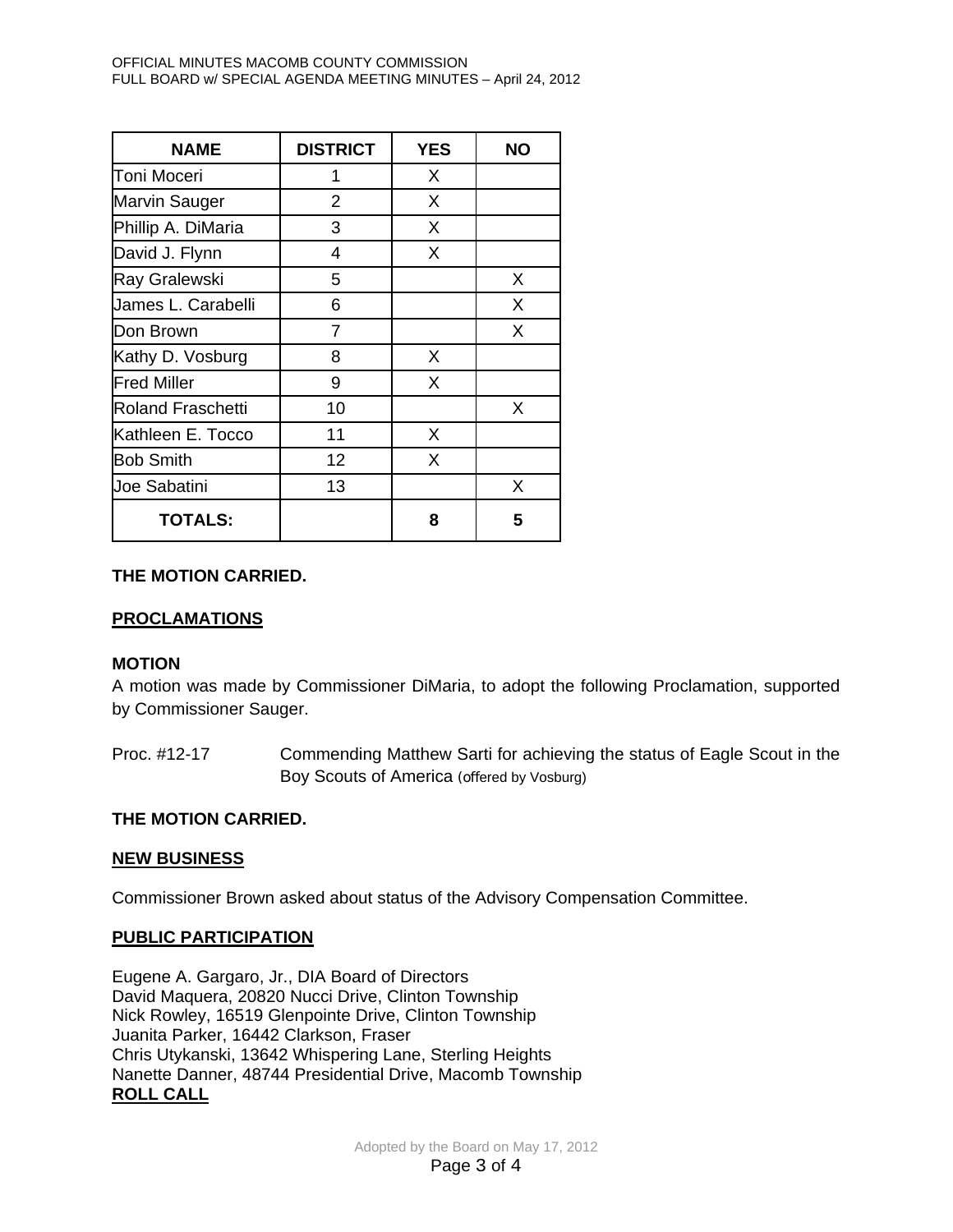| NAME | DISTRICT | YES | NO |
| --- | --- | --- | --- |
| Toni Moceri | 1 | X | |
| Marvin Sauger | 2 | X | |
| Phillip A. DiMaria | 3 | X | |
| David J. Flynn | 4 | X | |
| Ray Gralewski | 5 | | X |
| James L. Carabelli | 6 | | X |
| Don Brown | 7 | | X |
| Kathy D. Vosburg | 8 | X | |
| Fred Miller | 9 | X | |
| Roland Fraschetti | 10 | | X |
| Kathleen E. Tocco | 11 | X | |
| Bob Smith | 12 | X | |
| Joe Sabatini | 13 | | X |
| **TOTALS:** | | **8** | **5** |

**THE MOTION CARRIED.**

**PROCLAMATIONS**

**MOTION**

A motion was made by Commissioner DiMaria, to adopt the following Proclamation, supported by Commissioner Sauger.

Proc. #12-17 Commending Matthew Sarti for achieving the status of Eagle Scout in the Boy Scouts of America (offered by Vosburg)

**THE MOTION CARRIED.**

**NEW BUSINESS**

Commissioner Brown asked about status of the Advisory Compensation Committee.

**PUBLIC PARTICIPATION**

Eugene A. Gargaro, Jr., DIA Board of Directors
David Maquera, 20820 Nucci Drive, Clinton Township
Nick Rowley, 16519 Glenpointe Drive, Clinton Township
Juanita Parker, 16442 Clarkson, Fraser
Chris Utykanski, 13642 Whispering Lane, Sterling Heights
Nanette Danner, 48744 Presidential Drive, Macomb Township

**ROLL CALL**

Adopted by the Board on May 17, 2012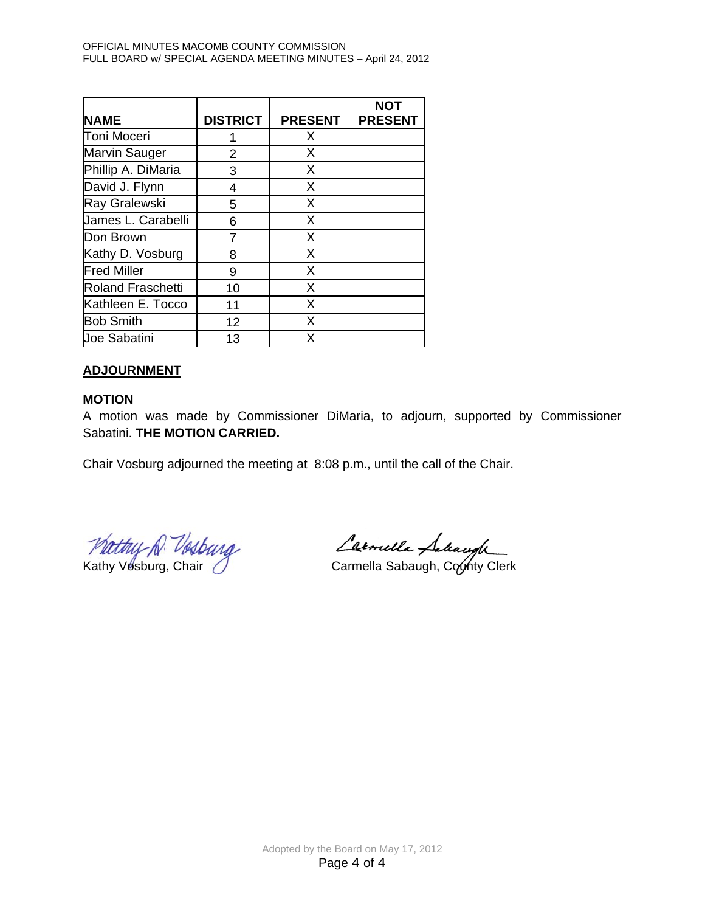| NAME | DISTRICT | PRESENT | NOT PRESENT |
|---|---|---|---|
| Toni Moceri | 1 | X | |
| Marvin Sauger | 2 | X | |
| Phillip A. DiMaria | 3 | X | |
| David J. Flynn | 4 | X | |
| Ray Gralewski | 5 | X | |
| James L. Carabelli | 6 | X | |
| Don Brown | 7 | X | |
| Kathy D. Vosburg | 8 | X | |
| Fred Miller | 9 | X | |
| Roland Fraschetti | 10 | X | |
| Kathleen E. Tocco | 11 | X | |
| Bob Smith | 12 | X | |
| Joe Sabatini | 13 | X | |

## ADJOURNMENT

**MOTION**

A motion was made by Commissioner DiMaria, to adjourn, supported by Commissioner Sabatini. **THE MOTION CARRIED.**

Chair Vosburg adjourned the meeting at 8:08 p.m., until the call of the Chair.

Kathy Vosburg, Chair

Carmella Sabaugh, County Clerk

Adopted by the Board on May 17, 2012